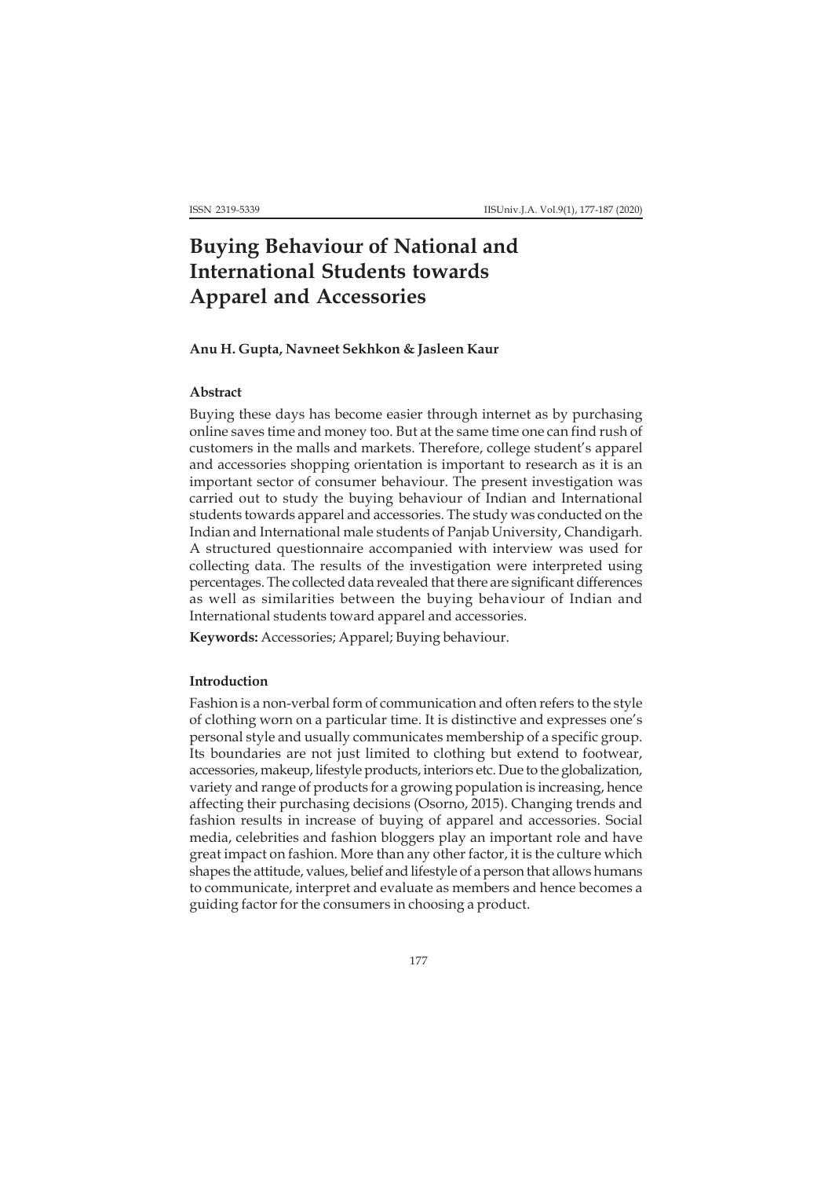# Buying Behaviour of National and International Students towards Apparel and Accessories

**Anu H. Gupta, Navneet Sekhkon & Jasleen Kaur**

### Abstract

Buying these days has become easier through internet as by purchasing online saves time and money too. But at the same time one can find rush of customers in the malls and markets. Therefore, college student's apparel and accessories shopping orientation is important to research as it is an important sector of consumer behaviour. The present investigation was carried out to study the buying behaviour of Indian and International students towards apparel and accessories. The study was conducted on the Indian and International male students of Panjab University, Chandigarh. A structured questionnaire accompanied with interview was used for collecting data. The results of the investigation were interpreted using percentages. The collected data revealed that there are significant differences as well as similarities between the buying behaviour of Indian and International students toward apparel and accessories.

**Keywords:** Accessories; Apparel; Buying behaviour.

### Introduction

Fashion is a non-verbal form of communication and often refers to the style of clothing worn on a particular time. It is distinctive and expresses one's personal style and usually communicates membership of a specific group. Its boundaries are not just limited to clothing but extend to footwear, accessories, makeup, lifestyle products, interiors etc. Due to the globalization, variety and range of products for a growing population is increasing, hence affecting their purchasing decisions (Osorno, 2015). Changing trends and fashion results in increase of buying of apparel and accessories. Social media, celebrities and fashion bloggers play an important role and have great impact on fashion. More than any other factor, it is the culture which shapes the attitude, values, belief and lifestyle of a person that allows humans to communicate, interpret and evaluate as members and hence becomes a guiding factor for the consumers in choosing a product.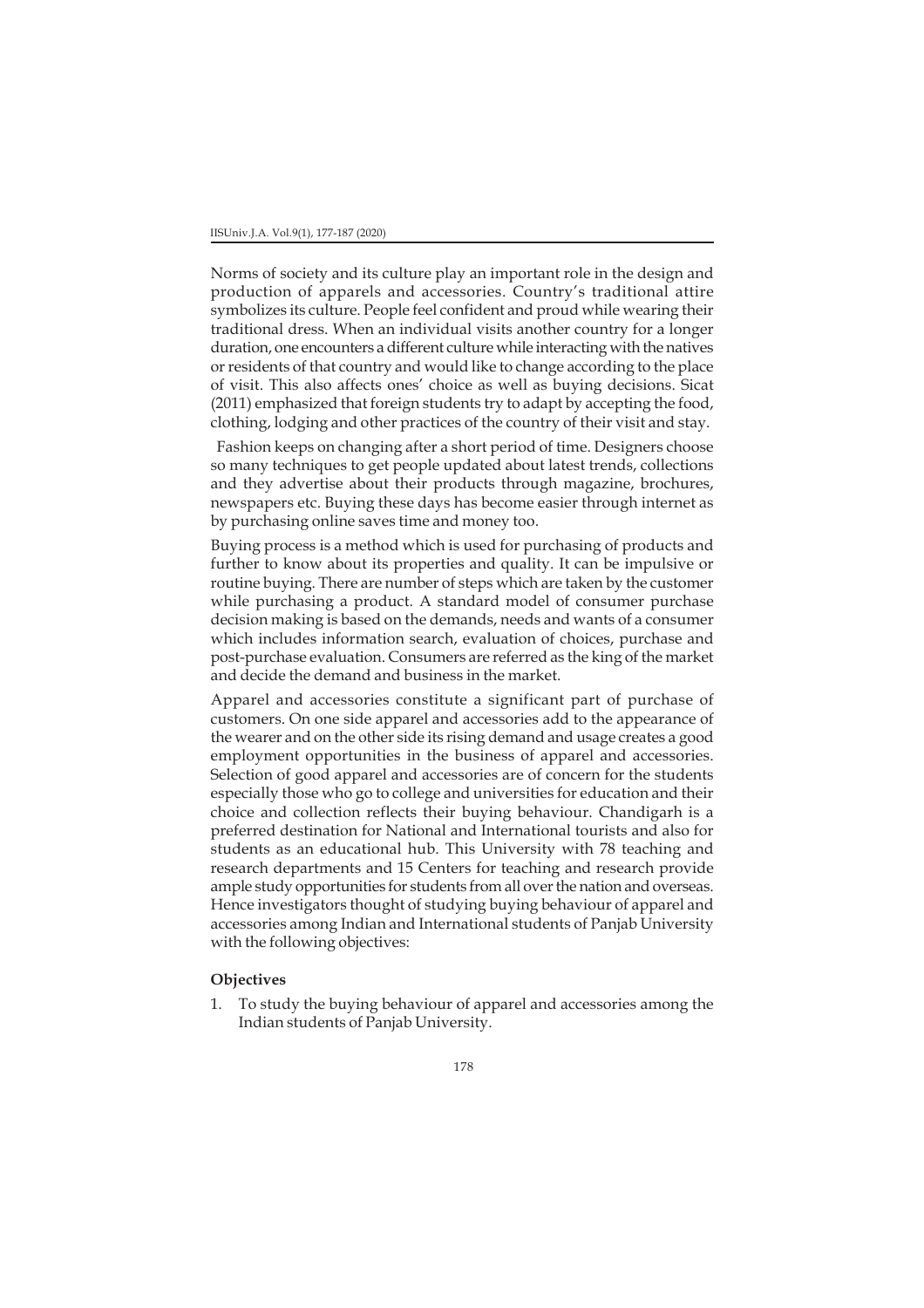Norms of society and its culture play an important role in the design and production of apparels and accessories. Country's traditional attire symbolizes its culture. People feel confident and proud while wearing their traditional dress. When an individual visits another country for a longer duration, one encounters a different culture while interacting with the natives or residents of that country and would like to change according to the place of visit. This also affects ones' choice as well as buying decisions. Sicat (2011) emphasized that foreign students try to adapt by accepting the food, clothing, lodging and other practices of the country of their visit and stay.

Fashion keeps on changing after a short period of time. Designers choose so many techniques to get people updated about latest trends, collections and they advertise about their products through magazine, brochures, newspapers etc. Buying these days has become easier through internet as by purchasing online saves time and money too.

Buying process is a method which is used for purchasing of products and further to know about its properties and quality. It can be impulsive or routine buying. There are number of steps which are taken by the customer while purchasing a product. A standard model of consumer purchase decision making is based on the demands, needs and wants of a consumer which includes information search, evaluation of choices, purchase and post-purchase evaluation. Consumers are referred as the king of the market and decide the demand and business in the market.

Apparel and accessories constitute a significant part of purchase of customers. On one side apparel and accessories add to the appearance of the wearer and on the other side its rising demand and usage creates a good employment opportunities in the business of apparel and accessories. Selection of good apparel and accessories are of concern for the students especially those who go to college and universities for education and their choice and collection reflects their buying behaviour. Chandigarh is a preferred destination for National and International tourists and also for students as an educational hub. This University with 78 teaching and research departments and 15 Centers for teaching and research provide ample study opportunities for students from all over the nation and overseas. Hence investigators thought of studying buying behaviour of apparel and accessories among Indian and International students of Panjab University with the following objectives:

**Objectives**

1. To study the buying behaviour of apparel and accessories among the Indian students of Panjab University.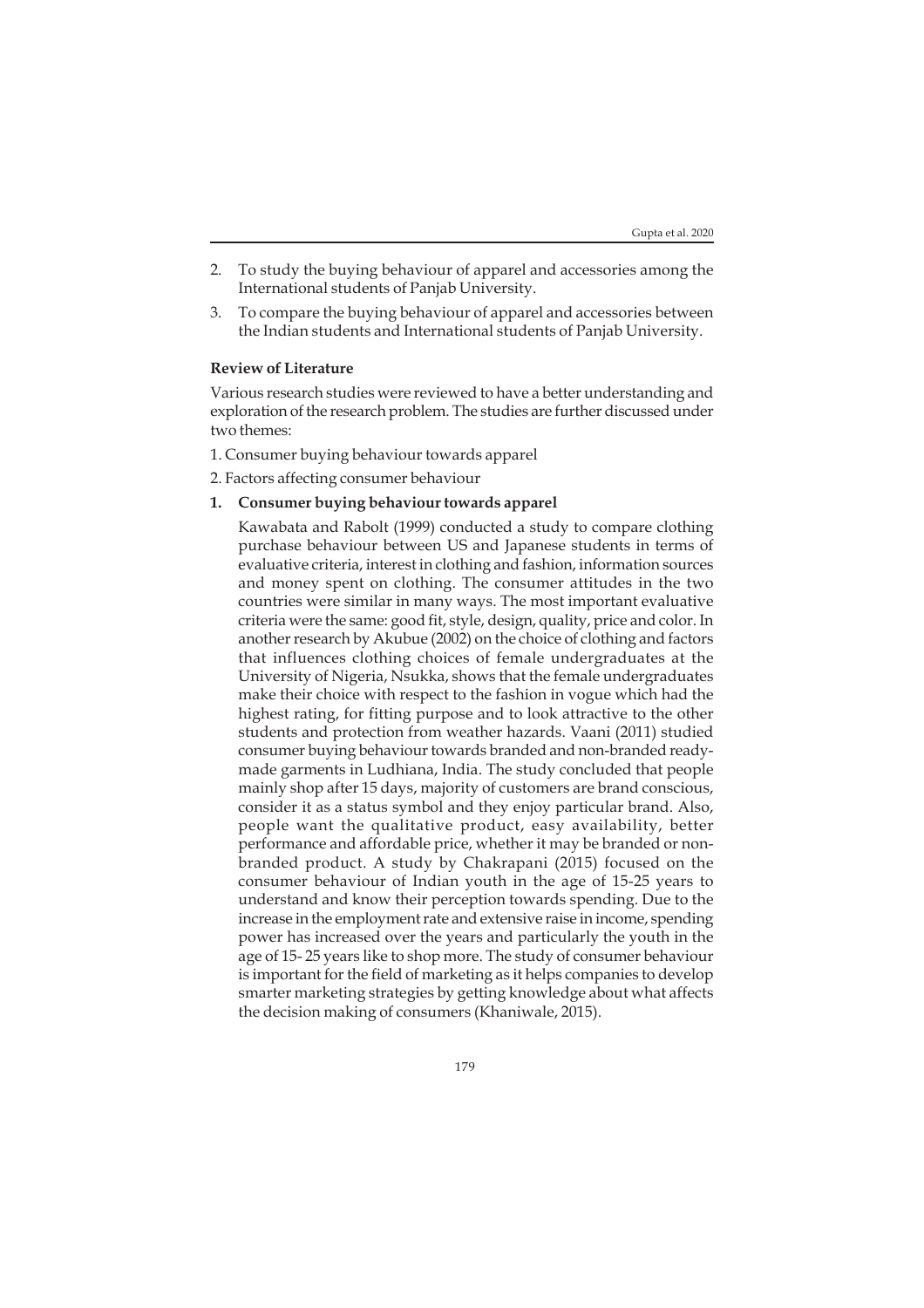2. To study the buying behaviour of apparel and accessories among the International students of Panjab University.
3. To compare the buying behaviour of apparel and accessories between the Indian students and International students of Panjab University.

**Review of Literature**

Various research studies were reviewed to have a better understanding and exploration of the research problem. The studies are further discussed under two themes:

1. Consumer buying behaviour towards apparel
2. Factors affecting consumer behaviour

**1. Consumer buying behaviour towards apparel**

Kawabata and Rabolt (1999) conducted a study to compare clothing purchase behaviour between US and Japanese students in terms of evaluative criteria, interest in clothing and fashion, information sources and money spent on clothing. The consumer attitudes in the two countries were similar in many ways. The most important evaluative criteria were the same: good fit, style, design, quality, price and color. In another research by Akubue (2002) on the choice of clothing and factors that influences clothing choices of female undergraduates at the University of Nigeria, Nsukka, shows that the female undergraduates make their choice with respect to the fashion in vogue which had the highest rating, for fitting purpose and to look attractive to the other students and protection from weather hazards. Vaani (2011) studied consumer buying behaviour towards branded and non-branded ready-made garments in Ludhiana, India. The study concluded that people mainly shop after 15 days, majority of customers are brand conscious, consider it as a status symbol and they enjoy particular brand. Also, people want the qualitative product, easy availability, better performance and affordable price, whether it may be branded or non-branded product. A study by Chakrapani (2015) focused on the consumer behaviour of Indian youth in the age of 15-25 years to understand and know their perception towards spending. Due to the increase in the employment rate and extensive raise in income, spending power has increased over the years and particularly the youth in the age of 15- 25 years like to shop more. The study of consumer behaviour is important for the field of marketing as it helps companies to develop smarter marketing strategies by getting knowledge about what affects the decision making of consumers (Khaniwale, 2015).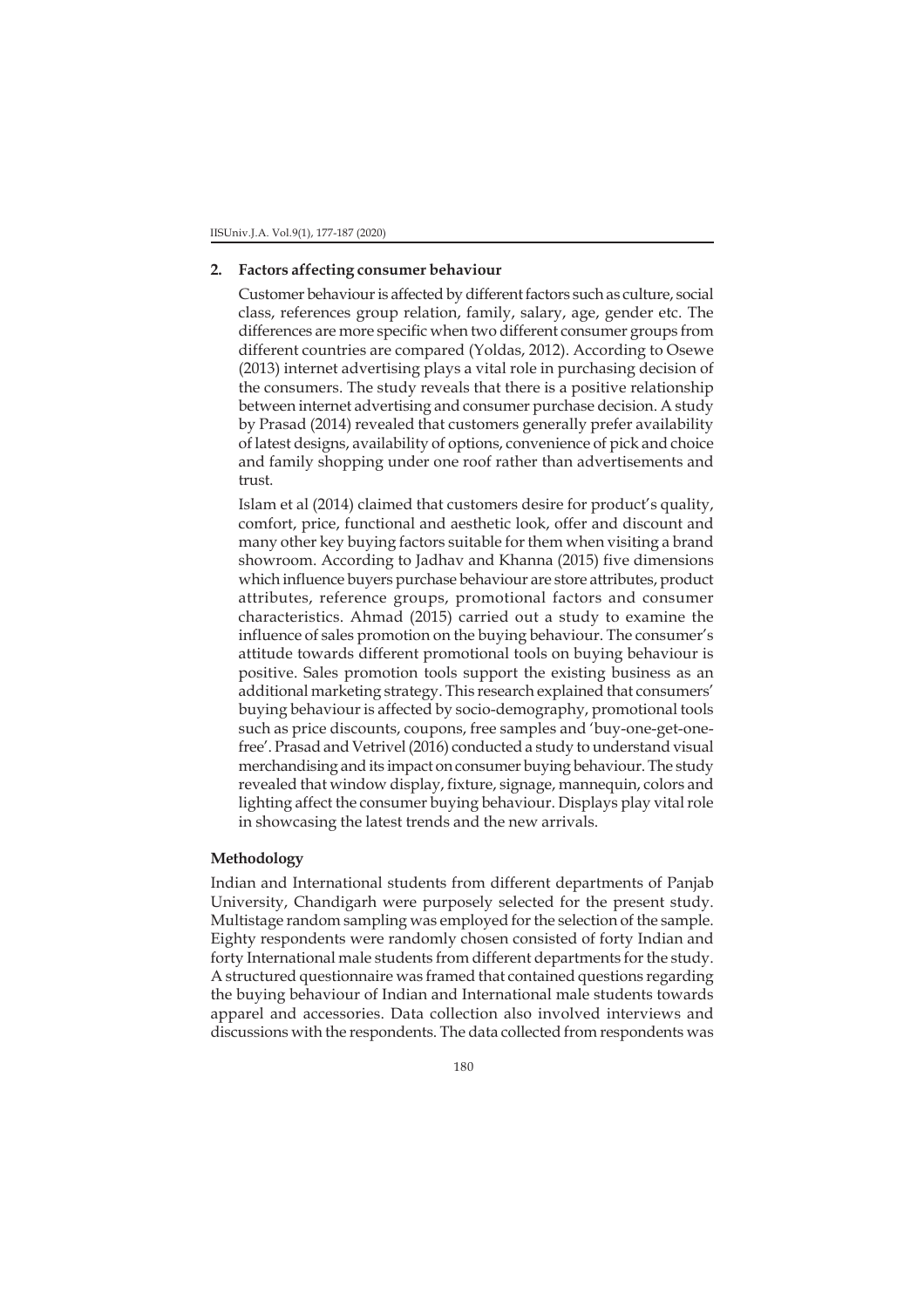## 2. Factors affecting consumer behaviour

Customer behaviour is affected by different factors such as culture, social class, references group relation, family, salary, age, gender etc. The differences are more specific when two different consumer groups from different countries are compared (Yoldas, 2012). According to Osewe (2013) internet advertising plays a vital role in purchasing decision of the consumers. The study reveals that there is a positive relationship between internet advertising and consumer purchase decision. A study by Prasad (2014) revealed that customers generally prefer availability of latest designs, availability of options, convenience of pick and choice and family shopping under one roof rather than advertisements and trust.

Islam et al (2014) claimed that customers desire for product's quality, comfort, price, functional and aesthetic look, offer and discount and many other key buying factors suitable for them when visiting a brand showroom. According to Jadhav and Khanna (2015) five dimensions which influence buyers purchase behaviour are store attributes, product attributes, reference groups, promotional factors and consumer characteristics. Ahmad (2015) carried out a study to examine the influence of sales promotion on the buying behaviour. The consumer's attitude towards different promotional tools on buying behaviour is positive. Sales promotion tools support the existing business as an additional marketing strategy. This research explained that consumers' buying behaviour is affected by socio-demography, promotional tools such as price discounts, coupons, free samples and 'buy-one-get-one-free'. Prasad and Vetrivel (2016) conducted a study to understand visual merchandising and its impact on consumer buying behaviour. The study revealed that window display, fixture, signage, mannequin, colors and lighting affect the consumer buying behaviour. Displays play vital role in showcasing the latest trends and the new arrivals.

## Methodology

Indian and International students from different departments of Panjab University, Chandigarh were purposely selected for the present study. Multistage random sampling was employed for the selection of the sample. Eighty respondents were randomly chosen consisted of forty Indian and forty International male students from different departments for the study. A structured questionnaire was framed that contained questions regarding the buying behaviour of Indian and International male students towards apparel and accessories. Data collection also involved interviews and discussions with the respondents. The data collected from respondents was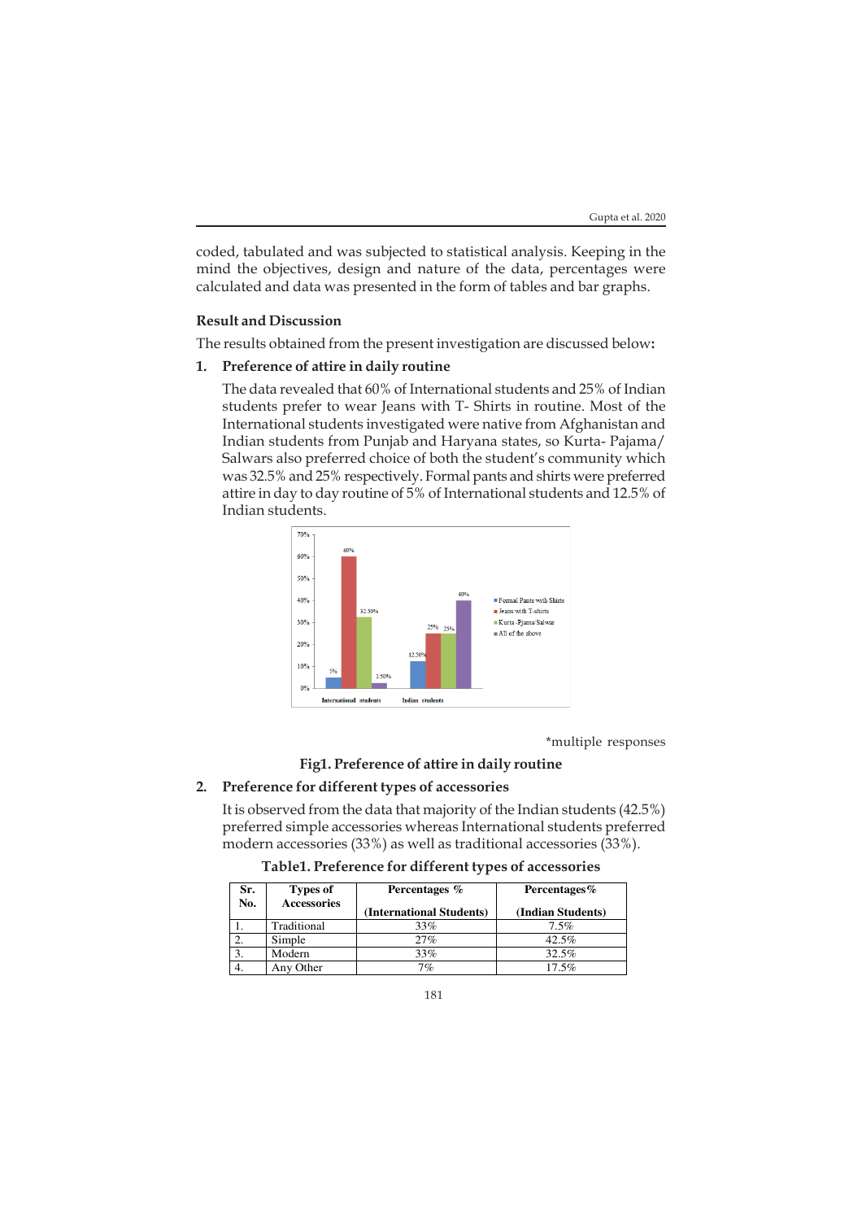coded, tabulated and was subjected to statistical analysis. Keeping in the mind the objectives, design and nature of the data, percentages were calculated and data was presented in the form of tables and bar graphs.

## Result and Discussion

The results obtained from the present investigation are discussed below:

### 1. Preference of attire in daily routine

The data revealed that 60% of International students and 25% of Indian students prefer to wear Jeans with T- Shirts in routine. Most of the International students investigated were native from Afghanistan and Indian students from Punjab and Haryana states, so Kurta- Pajama/ Salwars also preferred choice of both the student's community which was 32.5% and 25% respectively. Formal pants and shirts were preferred attire in day to day routine of 5% of International students and 12.5% of Indian students.

*multiple responses

**Fig1. Preference of attire in daily routine**

### 2. Preference for different types of accessories

It is observed from the data that majority of the Indian students (42.5%) preferred simple accessories whereas International students preferred modern accessories (33%) as well as traditional accessories (33%).

**Table1. Preference for different types of accessories**

| Sr. No. | Types of Accessories | Percentages % (International Students) | Percentages% (Indian Students) |
|---|---|---|---|
| 1. | Traditional | 33% | 7.5% |
| 2. | Simple | 27% | 42.5% |
| 3. | Modern | 33% | 32.5% |
| 4. | Any Other | 7% | 17.5% |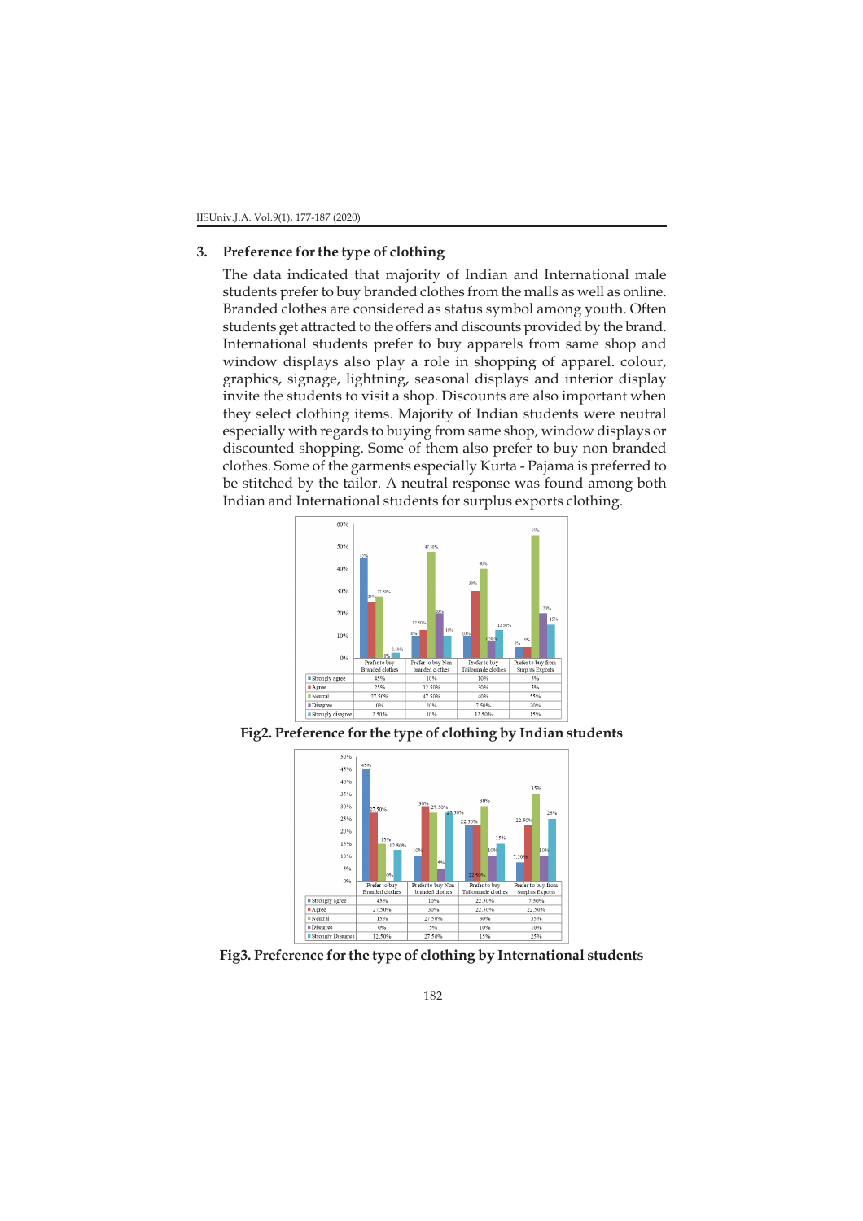## 3. Preference for the type of clothing

The data indicated that majority of Indian and International male students prefer to buy branded clothes from the malls as well as online. Branded clothes are considered as status symbol among youth. Often students get attracted to the offers and discounts provided by the brand. International students prefer to buy apparels from same shop and window displays also play a role in shopping of apparel. colour, graphics, signage, lightning, seasonal displays and interior display invite the students to visit a shop. Discounts are also important when they select clothing items. Majority of Indian students were neutral especially with regards to buying from same shop, window displays or discounted shopping. Some of them also prefer to buy non branded clothes. Some of the garments especially Kurta - Pajama is preferred to be stitched by the tailor. A neutral response was found among both Indian and International students for surplus exports clothing.

| | Prefer to buy Branded clothes | Prefer to buy Non branded clothes | Prefer to buy Tailormade clothes | Prefer to buy from Surplus Exports |
|---|---|---|---|---|
| Strongly agree | 45% | 10% | 10% | 5% |
| Agree | 25% | 12.50% | 30% | 5% |
| Neutral | 27.50% | 47.50% | 40% | 55% |
| Disagree | 0% | 20% | 7.50% | 20% |
| Strongly disagree | 2.50% | 10% | 12.50% | 15% |

**Fig2. Preference for the type of clothing by Indian students**

| | Prefer to buy Branded clothes | Prefer to buy Non branded clothes | Prefer to buy Tailormade clothes | Prefer to buy from Surplus Exports |
|---|---|---|---|---|
| Strongly agree | 45% | 10% | 22.50% | 7.50% |
| Agree | 27.50% | 30% | 22.50% | 22.50% |
| Neutral | 15% | 27.50% | 30% | 35% |
| Disagree | 0% | 5% | 10% | 10% |
| Strongly Disagree | 12.50% | 27.50% | 15% | 25% |

**Fig3. Preference for the type of clothing by International students**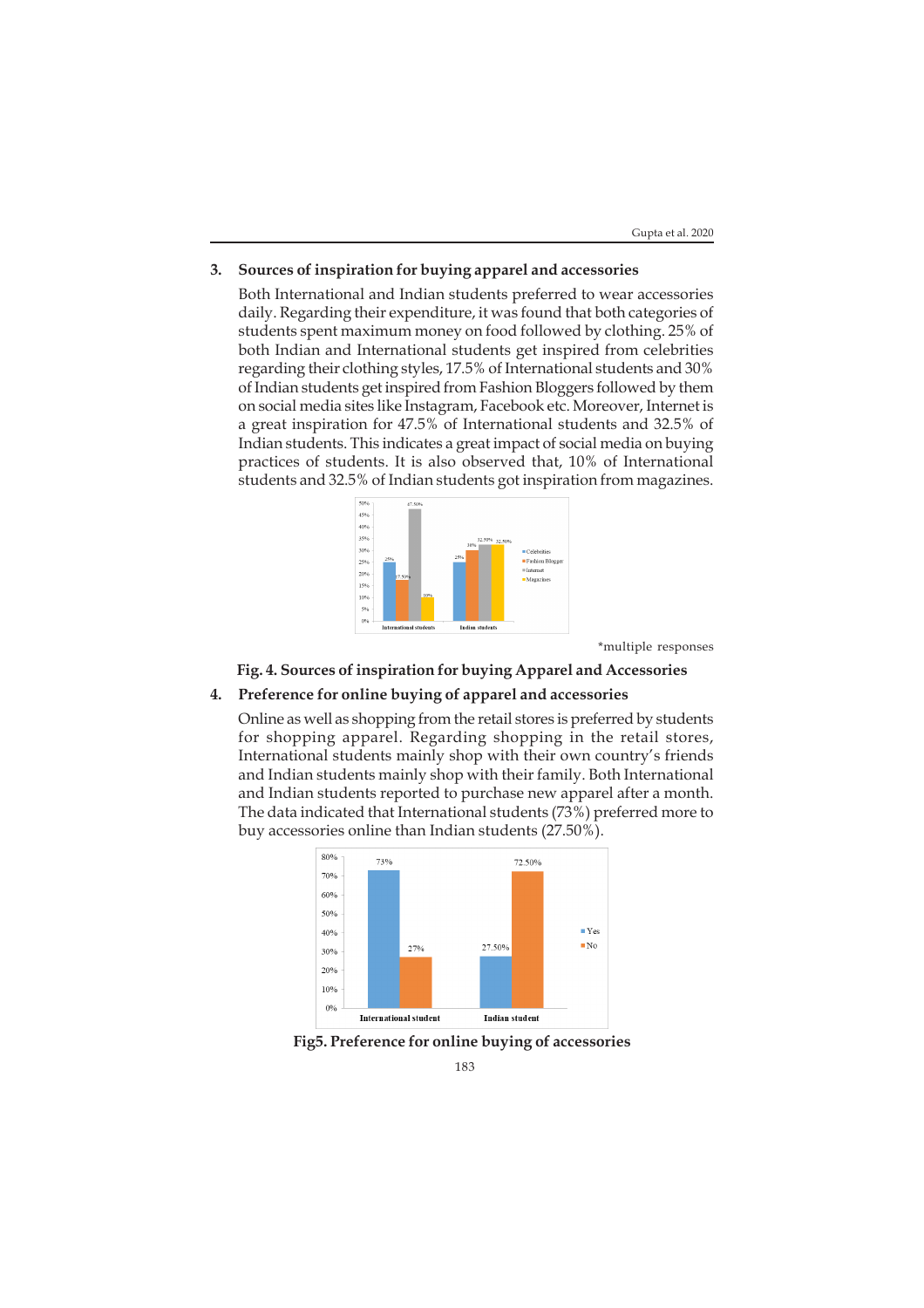3. **Sources of inspiration for buying apparel and accessories**

Both International and Indian students preferred to wear accessories daily. Regarding their expenditure, it was found that both categories of students spent maximum money on food followed by clothing. 25% of both Indian and International students get inspired from celebrities regarding their clothing styles, 17.5% of International students and 30% of Indian students get inspired from Fashion Bloggers followed by them on social media sites like Instagram, Facebook etc. Moreover, Internet is a great inspiration for 47.5% of International students and 32.5% of Indian students. This indicates a great impact of social media on buying practices of students. It is also observed that, 10% of International students and 32.5% of Indian students got inspiration from magazines.

*multiple responses

**Fig. 4. Sources of inspiration for buying Apparel and Accessories**

4. **Preference for online buying of apparel and accessories**

Online as well as shopping from the retail stores is preferred by students for shopping apparel. Regarding shopping in the retail stores, International students mainly shop with their own country's friends and Indian students mainly shop with their family. Both International and Indian students reported to purchase new apparel after a month. The data indicated that International students (73%) preferred more to buy accessories online than Indian students (27.50%).

**Fig5. Preference for online buying of accessories**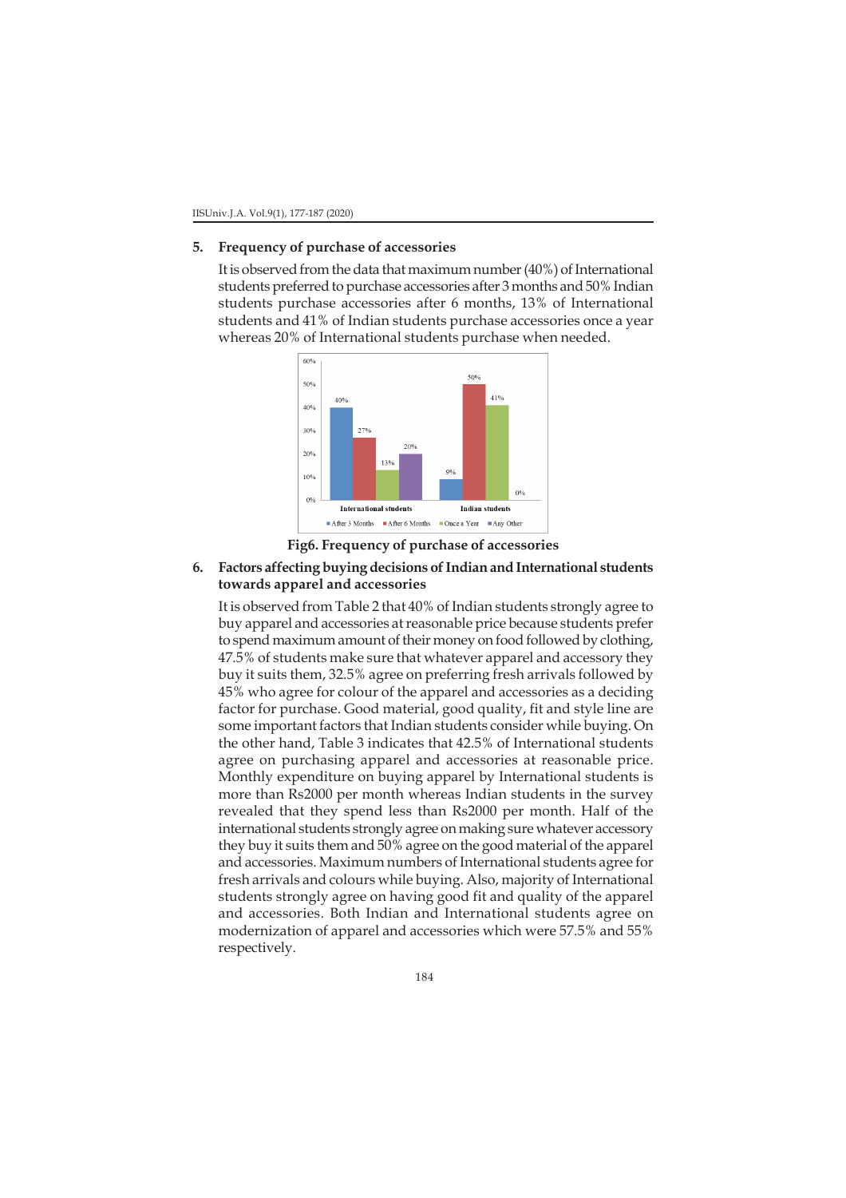## 5. Frequency of purchase of accessories

It is observed from the data that maximum number (40%) of International students preferred to purchase accessories after 3 months and 50% Indian students purchase accessories after 6 months, 13% of International students and 41% of Indian students purchase accessories once a year whereas 20% of International students purchase when needed.

**Fig6. Frequency of purchase of accessories**

## 6. Factors affecting buying decisions of Indian and International students towards apparel and accessories

It is observed from Table 2 that 40% of Indian students strongly agree to buy apparel and accessories at reasonable price because students prefer to spend maximum amount of their money on food followed by clothing, 47.5% of students make sure that whatever apparel and accessory they buy it suits them, 32.5% agree on preferring fresh arrivals followed by 45% who agree for colour of the apparel and accessories as a deciding factor for purchase. Good material, good quality, fit and style line are some important factors that Indian students consider while buying. On the other hand, Table 3 indicates that 42.5% of International students agree on purchasing apparel and accessories at reasonable price. Monthly expenditure on buying apparel by International students is more than Rs2000 per month whereas Indian students in the survey revealed that they spend less than Rs2000 per month. Half of the international students strongly agree on making sure whatever accessory they buy it suits them and 50% agree on the good material of the apparel and accessories. Maximum numbers of International students agree for fresh arrivals and colours while buying. Also, majority of International students strongly agree on having good fit and quality of the apparel and accessories. Both Indian and International students agree on modernization of apparel and accessories which were 57.5% and 55% respectively.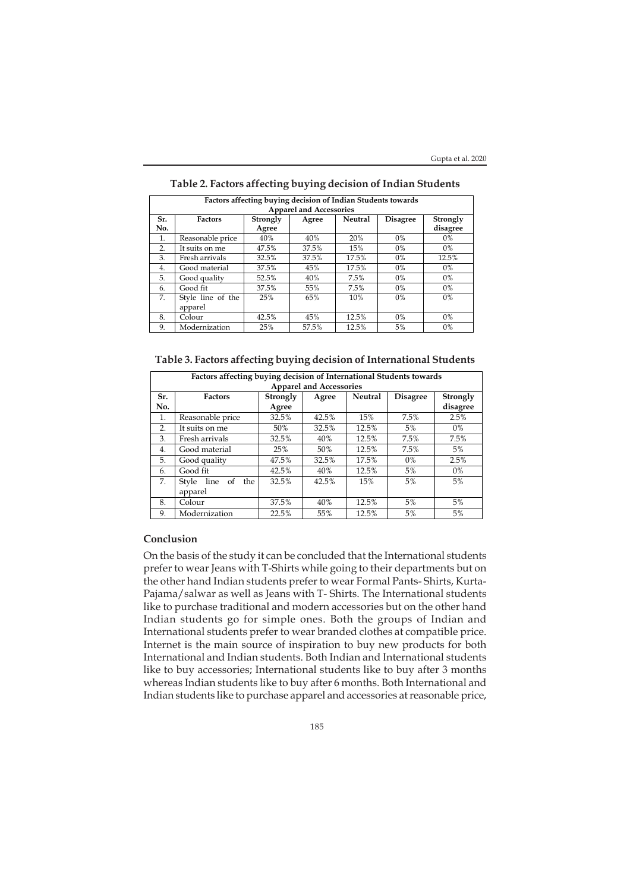**Table 2. Factors affecting buying decision of Indian Students**

| Factors affecting buying decision of Indian Students towards Apparel and Accessories | | | | | | |
|---|---|---|---|---|---|---|
| Sr. No. | Factors | Strongly Agree | Agree | Neutral | Disagree | Strongly disagree |
| 1. | Reasonable price | 40% | 40% | 20% | 0% | 0% |
| 2. | It suits on me | 47.5% | 37.5% | 15% | 0% | 0% |
| 3. | Fresh arrivals | 32.5% | 37.5% | 17.5% | 0% | 12.5% |
| 4. | Good material | 37.5% | 45% | 17.5% | 0% | 0% |
| 5. | Good quality | 52.5% | 40% | 7.5% | 0% | 0% |
| 6. | Good fit | 37.5% | 55% | 7.5% | 0% | 0% |
| 7. | Style line of the apparel | 25% | 65% | 10% | 0% | 0% |
| 8. | Colour | 42.5% | 45% | 12.5% | 0% | 0% |
| 9. | Modernization | 25% | 57.5% | 12.5% | 5% | 0% |

**Table 3. Factors affecting buying decision of International Students**

| Factors affecting buying decision of International Students towards Apparel and Accessories | | | | | | |
|---|---|---|---|---|---|---|
| Sr. No. | Factors | Strongly Agree | Agree | Neutral | Disagree | Strongly disagree |
| 1. | Reasonable price | 32.5% | 42.5% | 15% | 7.5% | 2.5% |
| 2. | It suits on me | 50% | 32.5% | 12.5% | 5% | 0% |
| 3. | Fresh arrivals | 32.5% | 40% | 12.5% | 7.5% | 7.5% |
| 4. | Good material | 25% | 50% | 12.5% | 7.5% | 5% |
| 5. | Good quality | 47.5% | 32.5% | 17.5% | 0% | 2.5% |
| 6. | Good fit | 42.5% | 40% | 12.5% | 5% | 0% |
| 7. | Style line of the apparel | 32.5% | 42.5% | 15% | 5% | 5% |
| 8. | Colour | 37.5% | 40% | 12.5% | 5% | 5% |
| 9. | Modernization | 22.5% | 55% | 12.5% | 5% | 5% |

## Conclusion

On the basis of the study it can be concluded that the International students prefer to wear Jeans with T-Shirts while going to their departments but on the other hand Indian students prefer to wear Formal Pants- Shirts, Kurta-Pajama/salwar as well as Jeans with T- Shirts. The International students like to purchase traditional and modern accessories but on the other hand Indian students go for simple ones. Both the groups of Indian and International students prefer to wear branded clothes at compatible price. Internet is the main source of inspiration to buy new products for both International and Indian students. Both Indian and International students like to buy accessories; International students like to buy after 3 months whereas Indian students like to buy after 6 months. Both International and Indian students like to purchase apparel and accessories at reasonable price,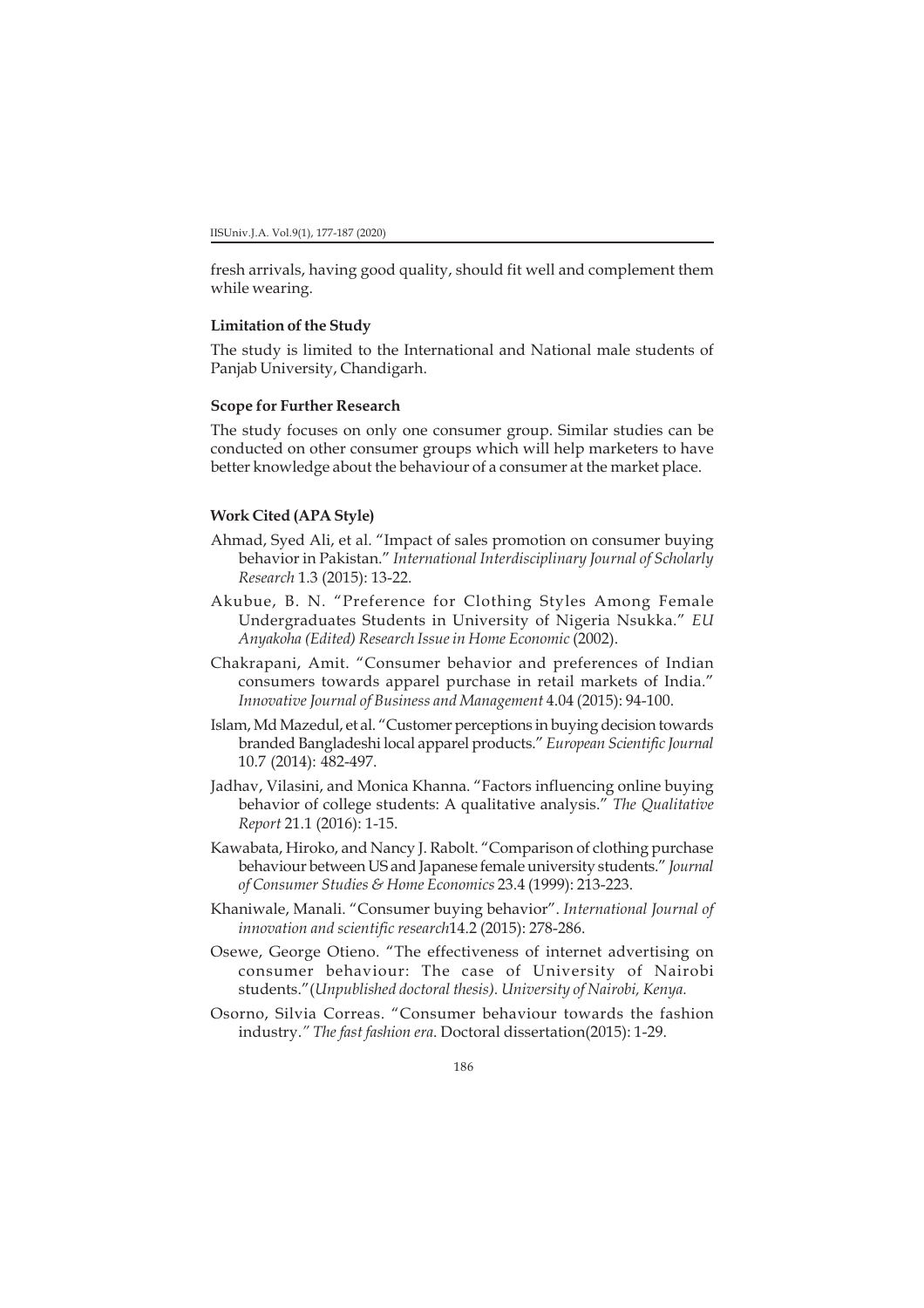fresh arrivals, having good quality, should fit well and complement them while wearing.

### Limitation of the Study

The study is limited to the International and National male students of Panjab University, Chandigarh.

### Scope for Further Research

The study focuses on only one consumer group. Similar studies can be conducted on other consumer groups which will help marketers to have better knowledge about the behaviour of a consumer at the market place.

### Work Cited (APA Style)

Ahmad, Syed Ali, et al. "Impact of sales promotion on consumer buying behavior in Pakistan." *International Interdisciplinary Journal of Scholarly Research* 1.3 (2015): 13-22.

Akubue, B. N. "Preference for Clothing Styles Among Female Undergraduates Students in University of Nigeria Nsukka." *EU Anyakoha (Edited) Research Issue in Home Economic* (2002).

Chakrapani, Amit. "Consumer behavior and preferences of Indian consumers towards apparel purchase in retail markets of India." *Innovative Journal of Business and Management* 4.04 (2015): 94-100.

Islam, Md Mazedul, et al. "Customer perceptions in buying decision towards branded Bangladeshi local apparel products." *European Scientific Journal* 10.7 (2014): 482-497.

Jadhav, Vilasini, and Monica Khanna. "Factors influencing online buying behavior of college students: A qualitative analysis." *The Qualitative Report* 21.1 (2016): 1-15.

Kawabata, Hiroko, and Nancy J. Rabolt. "Comparison of clothing purchase behaviour between US and Japanese female university students." *Journal of Consumer Studies & Home Economics* 23.4 (1999): 213-223.

Khaniwale, Manali. "Consumer buying behavior". *International Journal of innovation and scientific research*14.2 (2015): 278-286.

Osewe, George Otieno. "The effectiveness of internet advertising on consumer behaviour: The case of University of Nairobi students."(*Unpublished doctoral thesis). University of Nairobi, Kenya.*

Osorno, Silvia Correas. "Consumer behaviour towards the fashion industry.*" The fast fashion era*. Doctoral dissertation(2015): 1-29.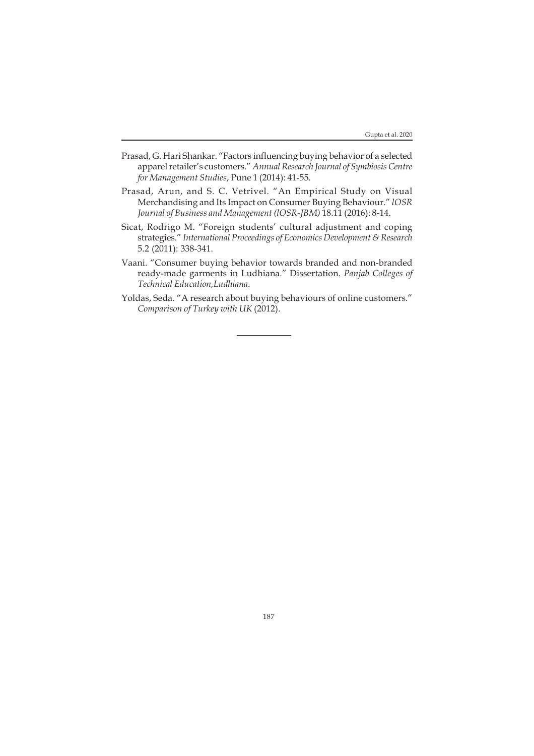Prasad, G. Hari Shankar. "Factors influencing buying behavior of a selected apparel retailer's customers." *Annual Research Journal of Symbiosis Centre for Management Studies*, Pune 1 (2014): 41-55.

Prasad, Arun, and S. C. Vetrivel. "An Empirical Study on Visual Merchandising and Its Impact on Consumer Buying Behaviour." *lOSR Journal of Business and Management (lOSR-JBM)* 18.11 (2016): 8-14.

Sicat, Rodrigo M. "Foreign students' cultural adjustment and coping strategies." *International Proceedings of Economics Development & Research* 5.2 (2011): 338-341.

Vaani. "Consumer buying behavior towards branded and non-branded ready-made garments in Ludhiana." Dissertation. *Panjab Colleges of Technical Education,Ludhiana*.

Yoldas, Seda. "A research about buying behaviours of online customers." *Comparison of Turkey with UK* (2012).